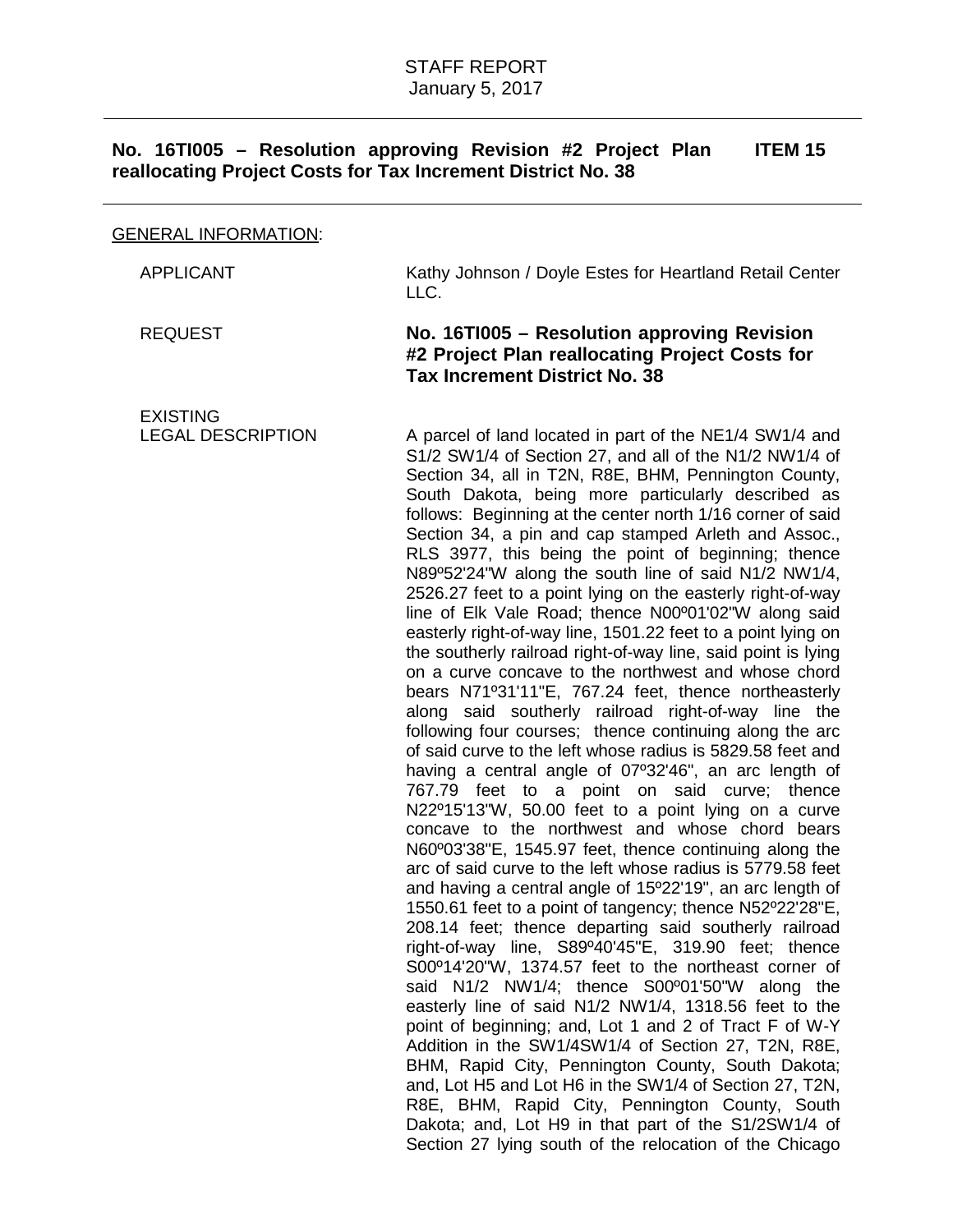STAFF REPORT
January 5, 2017

**No. 16TI005 – Resolution approving Revision #2 Project Plan reallocating Project Costs for Tax Increment District No. 38** **ITEM 15**

GENERAL INFORMATION:

APPLICANT Kathy Johnson / Doyle Estes for Heartland Retail Center LLC.

REQUEST **No. 16TI005 – Resolution approving Revision #2 Project Plan reallocating Project Costs for Tax Increment District No. 38**

EXISTING LEGAL DESCRIPTION A parcel of land located in part of the NE1/4 SW1/4 and S1/2 SW1/4 of Section 27, and all of the N1/2 NW1/4 of Section 34, all in T2N, R8E, BHM, Pennington County, South Dakota, being more particularly described as follows: Beginning at the center north 1/16 corner of said Section 34, a pin and cap stamped Arleth and Assoc., RLS 3977, this being the point of beginning; thence N89º52'24"W along the south line of said N1/2 NW1/4, 2526.27 feet to a point lying on the easterly right-of-way line of Elk Vale Road; thence N00º01'02"W along said easterly right-of-way line, 1501.22 feet to a point lying on the southerly railroad right-of-way line, said point is lying on a curve concave to the northwest and whose chord bears N71º31'11"E, 767.24 feet, thence northeasterly along said southerly railroad right-of-way line the following four courses; thence continuing along the arc of said curve to the left whose radius is 5829.58 feet and having a central angle of 07º32'46", an arc length of 767.79 feet to a point on said curve; thence N22º15'13"W, 50.00 feet to a point lying on a curve concave to the northwest and whose chord bears N60º03'38"E, 1545.97 feet, thence continuing along the arc of said curve to the left whose radius is 5779.58 feet and having a central angle of 15º22'19", an arc length of 1550.61 feet to a point of tangency; thence N52º22'28"E, 208.14 feet; thence departing said southerly railroad right-of-way line, S89º40'45"E, 319.90 feet; thence S00º14'20"W, 1374.57 feet to the northeast corner of said N1/2 NW1/4; thence S00º01'50"W along the easterly line of said N1/2 NW1/4, 1318.56 feet to the point of beginning; and, Lot 1 and 2 of Tract F of W-Y Addition in the SW1/4SW1/4 of Section 27, T2N, R8E, BHM, Rapid City, Pennington County, South Dakota; and, Lot H5 and Lot H6 in the SW1/4 of Section 27, T2N, R8E, BHM, Rapid City, Pennington County, South Dakota; and, Lot H9 in that part of the S1/2SW1/4 of Section 27 lying south of the relocation of the Chicago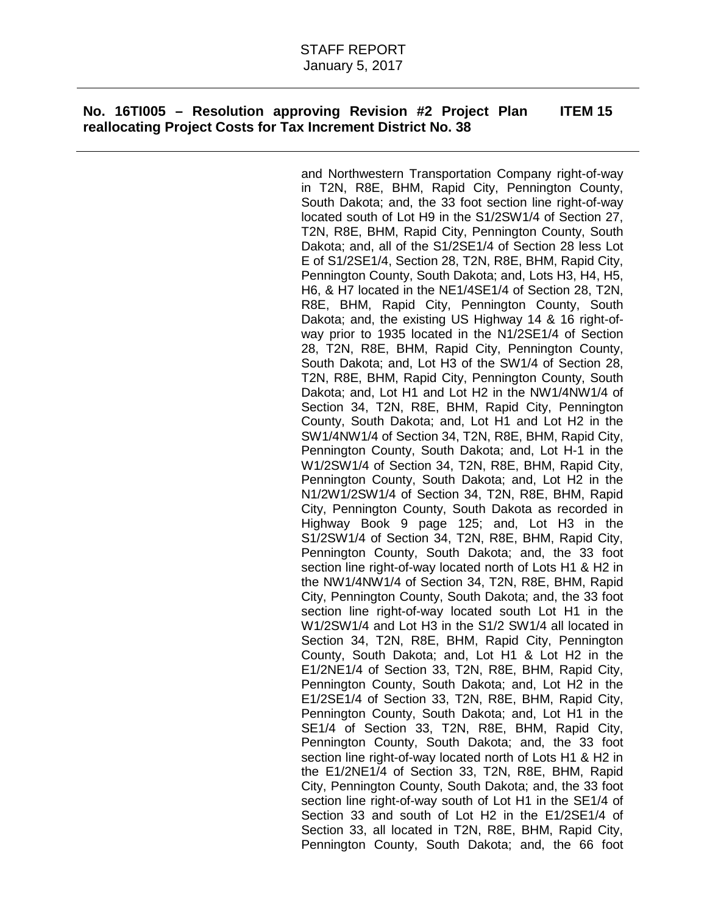**No. 16TI005 – Resolution approving Revision #2 Project Plan reallocating Project Costs for Tax Increment District No. 38** **ITEM 15**

and Northwestern Transportation Company right-of-way in T2N, R8E, BHM, Rapid City, Pennington County, South Dakota; and, the 33 foot section line right-of-way located south of Lot H9 in the S1/2SW1/4 of Section 27, T2N, R8E, BHM, Rapid City, Pennington County, South Dakota; and, all of the S1/2SE1/4 of Section 28 less Lot E of S1/2SE1/4, Section 28, T2N, R8E, BHM, Rapid City, Pennington County, South Dakota; and, Lots H3, H4, H5, H6, & H7 located in the NE1/4SE1/4 of Section 28, T2N, R8E, BHM, Rapid City, Pennington County, South Dakota; and, the existing US Highway 14 & 16 right-of-way prior to 1935 located in the N1/2SE1/4 of Section 28, T2N, R8E, BHM, Rapid City, Pennington County, South Dakota; and, Lot H3 of the SW1/4 of Section 28, T2N, R8E, BHM, Rapid City, Pennington County, South Dakota; and, Lot H1 and Lot H2 in the NW1/4NW1/4 of Section 34, T2N, R8E, BHM, Rapid City, Pennington County, South Dakota; and, Lot H1 and Lot H2 in the SW1/4NW1/4 of Section 34, T2N, R8E, BHM, Rapid City, Pennington County, South Dakota; and, Lot H-1 in the W1/2SW1/4 of Section 34, T2N, R8E, BHM, Rapid City, Pennington County, South Dakota; and, Lot H2 in the N1/2W1/2SW1/4 of Section 34, T2N, R8E, BHM, Rapid City, Pennington County, South Dakota as recorded in Highway Book 9 page 125; and, Lot H3 in the S1/2SW1/4 of Section 34, T2N, R8E, BHM, Rapid City, Pennington County, South Dakota; and, the 33 foot section line right-of-way located north of Lots H1 & H2 in the NW1/4NW1/4 of Section 34, T2N, R8E, BHM, Rapid City, Pennington County, South Dakota; and, the 33 foot section line right-of-way located south Lot H1 in the W1/2SW1/4 and Lot H3 in the S1/2 SW1/4 all located in Section 34, T2N, R8E, BHM, Rapid City, Pennington County, South Dakota; and, Lot H1 & Lot H2 in the E1/2NE1/4 of Section 33, T2N, R8E, BHM, Rapid City, Pennington County, South Dakota; and, Lot H2 in the E1/2SE1/4 of Section 33, T2N, R8E, BHM, Rapid City, Pennington County, South Dakota; and, Lot H1 in the SE1/4 of Section 33, T2N, R8E, BHM, Rapid City, Pennington County, South Dakota; and, the 33 foot section line right-of-way located north of Lots H1 & H2 in the E1/2NE1/4 of Section 33, T2N, R8E, BHM, Rapid City, Pennington County, South Dakota; and, the 33 foot section line right-of-way south of Lot H1 in the SE1/4 of Section 33 and south of Lot H2 in the E1/2SE1/4 of Section 33, all located in T2N, R8E, BHM, Rapid City, Pennington County, South Dakota; and, the 66 foot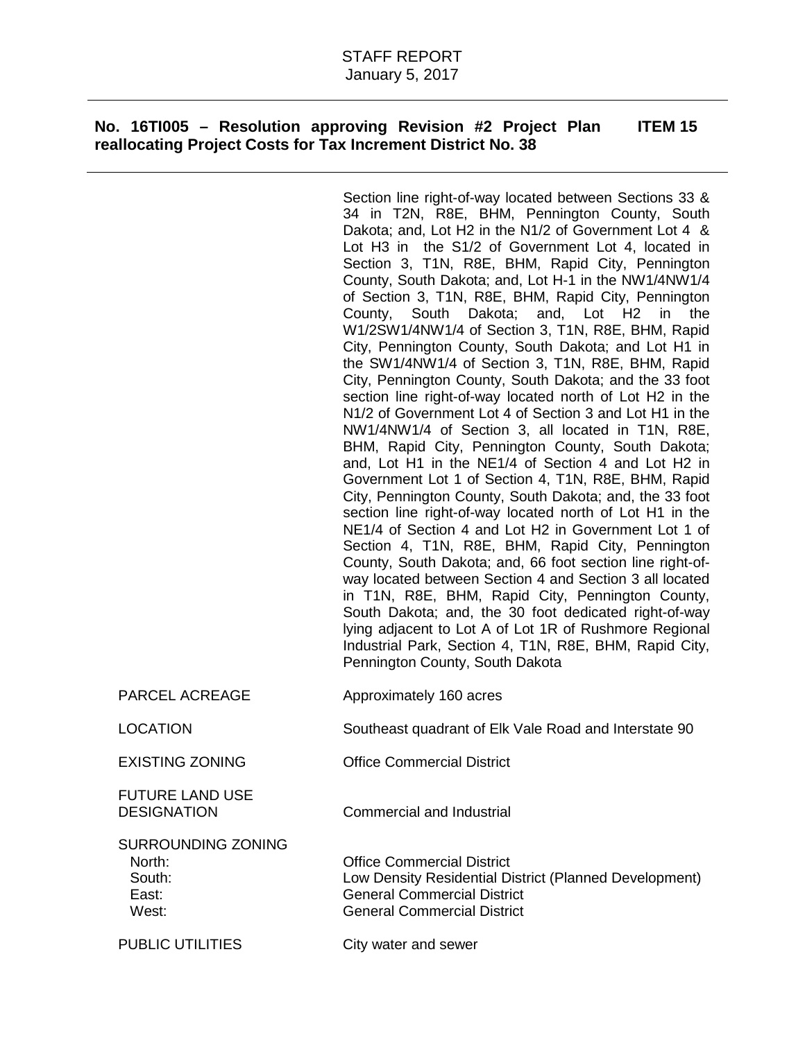STAFF REPORT
January 5, 2017

**No. 16TI005 – Resolution approving Revision #2 Project Plan reallocating Project Costs for Tax Increment District No. 38** **ITEM 15**

Section line right-of-way located between Sections 33 & 34 in T2N, R8E, BHM, Pennington County, South Dakota; and, Lot H2 in the N1/2 of Government Lot 4 & Lot H3 in the S1/2 of Government Lot 4, located in Section 3, T1N, R8E, BHM, Rapid City, Pennington County, South Dakota; and, Lot H-1 in the NW1/4NW1/4 of Section 3, T1N, R8E, BHM, Rapid City, Pennington County, South Dakota; and, Lot H2 in the W1/2SW1/4NW1/4 of Section 3, T1N, R8E, BHM, Rapid City, Pennington County, South Dakota; and Lot H1 in the SW1/4NW1/4 of Section 3, T1N, R8E, BHM, Rapid City, Pennington County, South Dakota; and the 33 foot section line right-of-way located north of Lot H2 in the N1/2 of Government Lot 4 of Section 3 and Lot H1 in the NW1/4NW1/4 of Section 3, all located in T1N, R8E, BHM, Rapid City, Pennington County, South Dakota; and, Lot H1 in the NE1/4 of Section 4 and Lot H2 in Government Lot 1 of Section 4, T1N, R8E, BHM, Rapid City, Pennington County, South Dakota; and, the 33 foot section line right-of-way located north of Lot H1 in the NE1/4 of Section 4 and Lot H2 in Government Lot 1 of Section 4, T1N, R8E, BHM, Rapid City, Pennington County, South Dakota; and, 66 foot section line right-of-way located between Section 4 and Section 3 all located in T1N, R8E, BHM, Rapid City, Pennington County, South Dakota; and, the 30 foot dedicated right-of-way lying adjacent to Lot A of Lot 1R of Rushmore Regional Industrial Park, Section 4, T1N, R8E, BHM, Rapid City, Pennington County, South Dakota

PARCEL ACREAGE: Approximately 160 acres

LOCATION: Southeast quadrant of Elk Vale Road and Interstate 90

EXISTING ZONING: Office Commercial District

FUTURE LAND USE DESIGNATION: Commercial and Industrial

SURROUNDING ZONING
- North: Office Commercial District
- South: Low Density Residential District (Planned Development)
- East: General Commercial District
- West: General Commercial District

PUBLIC UTILITIES: City water and sewer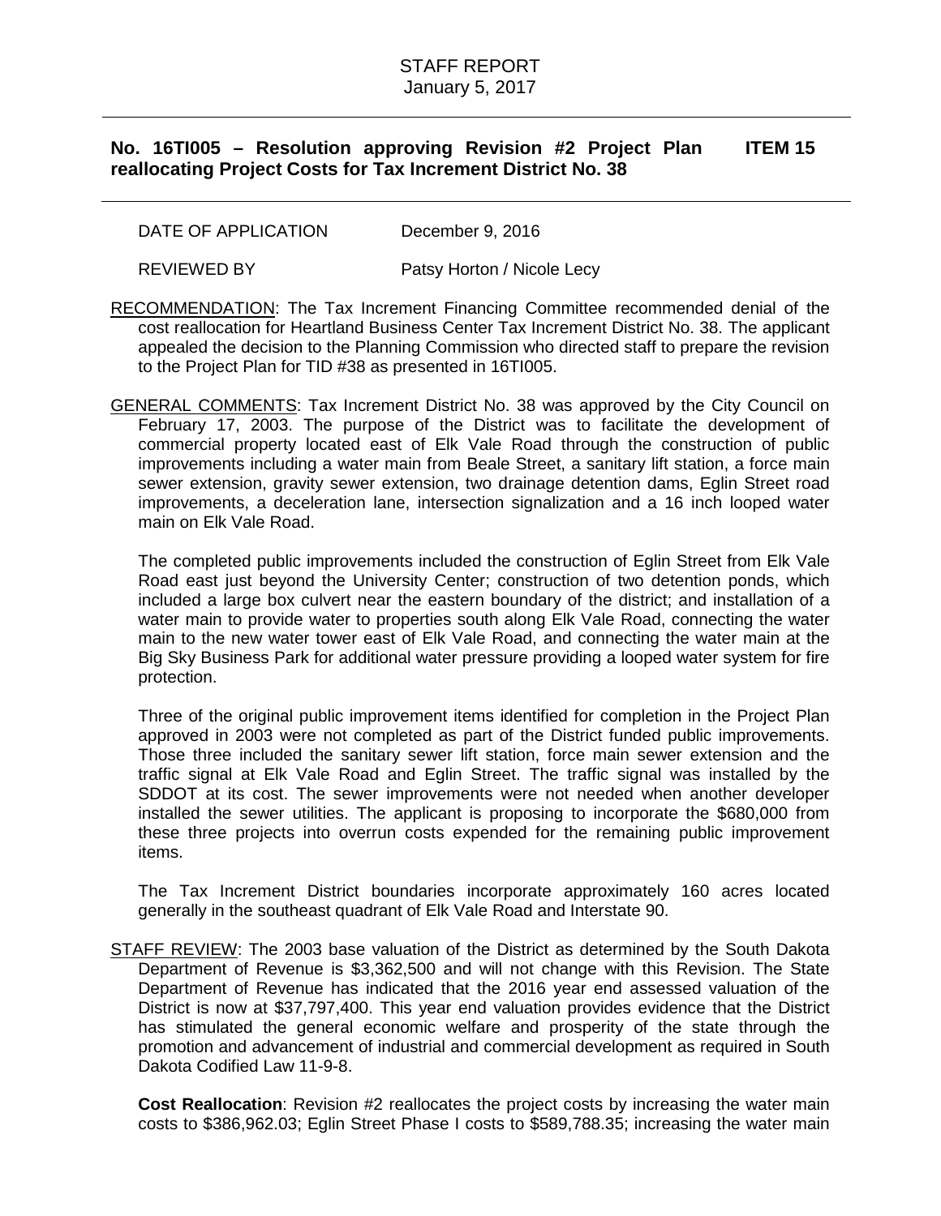STAFF REPORT
January 5, 2017

**No. 16TI005 – Resolution approving Revision #2 Project Plan reallocating Project Costs for Tax Increment District No. 38** **ITEM 15**

DATE OF APPLICATION December 9, 2016

REVIEWED BY Patsy Horton / Nicole Lecy

RECOMMENDATION: The Tax Increment Financing Committee recommended denial of the cost reallocation for Heartland Business Center Tax Increment District No. 38. The applicant appealed the decision to the Planning Commission who directed staff to prepare the revision to the Project Plan for TID #38 as presented in 16TI005.

GENERAL COMMENTS: Tax Increment District No. 38 was approved by the City Council on February 17, 2003. The purpose of the District was to facilitate the development of commercial property located east of Elk Vale Road through the construction of public improvements including a water main from Beale Street, a sanitary lift station, a force main sewer extension, gravity sewer extension, two drainage detention dams, Eglin Street road improvements, a deceleration lane, intersection signalization and a 16 inch looped water main on Elk Vale Road.

The completed public improvements included the construction of Eglin Street from Elk Vale Road east just beyond the University Center; construction of two detention ponds, which included a large box culvert near the eastern boundary of the district; and installation of a water main to provide water to properties south along Elk Vale Road, connecting the water main to the new water tower east of Elk Vale Road, and connecting the water main at the Big Sky Business Park for additional water pressure providing a looped water system for fire protection.

Three of the original public improvement items identified for completion in the Project Plan approved in 2003 were not completed as part of the District funded public improvements. Those three included the sanitary sewer lift station, force main sewer extension and the traffic signal at Elk Vale Road and Eglin Street. The traffic signal was installed by the SDDOT at its cost. The sewer improvements were not needed when another developer installed the sewer utilities. The applicant is proposing to incorporate the $680,000 from these three projects into overrun costs expended for the remaining public improvement items.

The Tax Increment District boundaries incorporate approximately 160 acres located generally in the southeast quadrant of Elk Vale Road and Interstate 90.

STAFF REVIEW: The 2003 base valuation of the District as determined by the South Dakota Department of Revenue is $3,362,500 and will not change with this Revision. The State Department of Revenue has indicated that the 2016 year end assessed valuation of the District is now at $37,797,400. This year end valuation provides evidence that the District has stimulated the general economic welfare and prosperity of the state through the promotion and advancement of industrial and commercial development as required in South Dakota Codified Law 11-9-8.

**Cost Reallocation**: Revision #2 reallocates the project costs by increasing the water main costs to $386,962.03; Eglin Street Phase I costs to $589,788.35; increasing the water main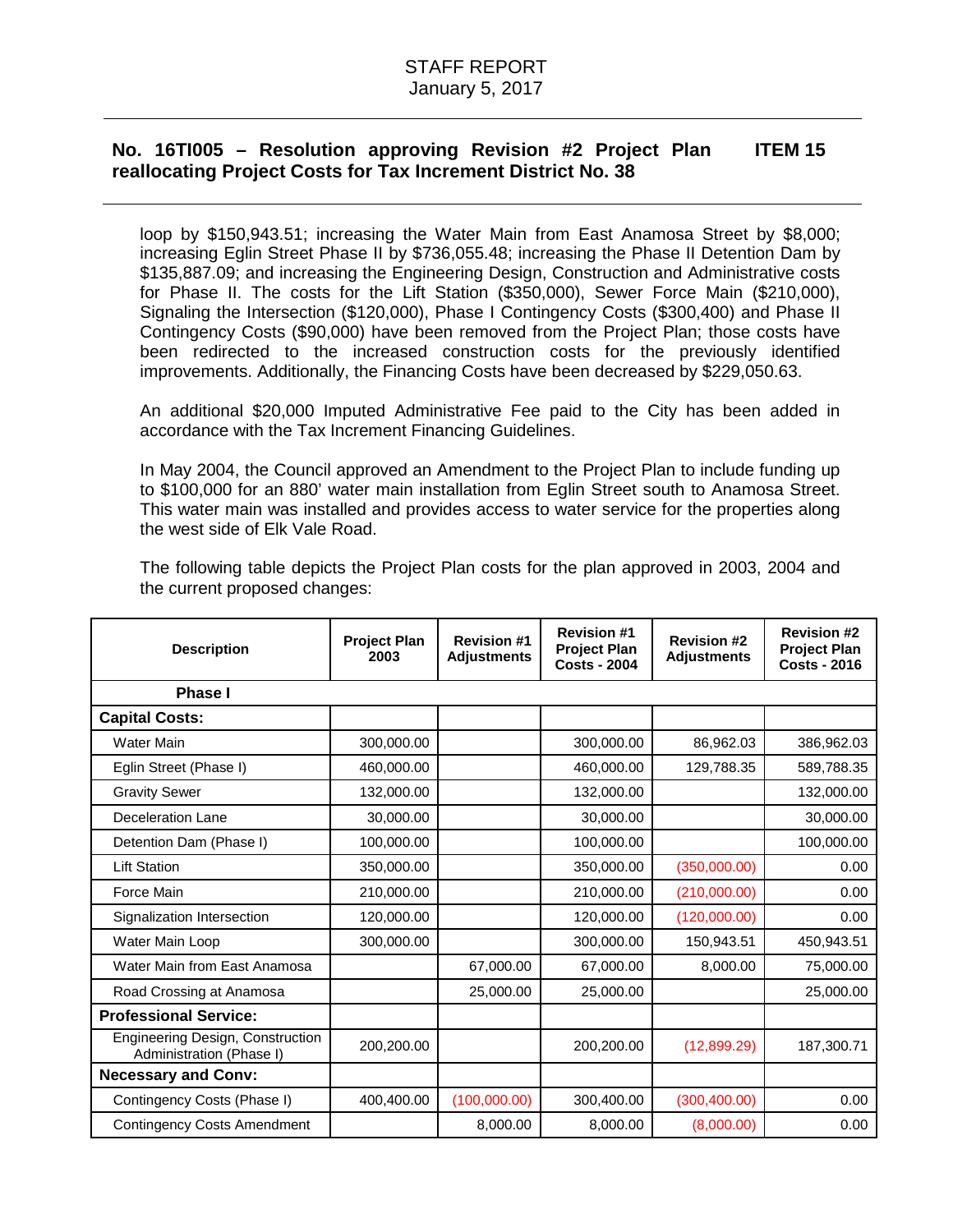STAFF REPORT
January 5, 2017

**No. 16TI005 – Resolution approving Revision #2 Project Plan reallocating Project Costs for Tax Increment District No. 38** **ITEM 15**

loop by $150,943.51; increasing the Water Main from East Anamosa Street by $8,000; increasing Eglin Street Phase II by $736,055.48; increasing the Phase II Detention Dam by $135,887.09; and increasing the Engineering Design, Construction and Administrative costs for Phase II. The costs for the Lift Station ($350,000), Sewer Force Main ($210,000), Signaling the Intersection ($120,000), Phase I Contingency Costs ($300,400) and Phase II Contingency Costs ($90,000) have been removed from the Project Plan; those costs have been redirected to the increased construction costs for the previously identified improvements. Additionally, the Financing Costs have been decreased by $229,050.63.

An additional $20,000 Imputed Administrative Fee paid to the City has been added in accordance with the Tax Increment Financing Guidelines.

In May 2004, the Council approved an Amendment to the Project Plan to include funding up to $100,000 for an 880' water main installation from Eglin Street south to Anamosa Street. This water main was installed and provides access to water service for the properties along the west side of Elk Vale Road.

The following table depicts the Project Plan costs for the plan approved in 2003, 2004 and the current proposed changes:

| Description | Project Plan 2003 | Revision #1 Adjustments | Revision #1 Project Plan Costs - 2004 | Revision #2 Adjustments | Revision #2 Project Plan Costs - 2016 |
|---|---|---|---|---|---|
| **Phase I** | | | | | |
| **Capital Costs:** | | | | | |
| Water Main | 300,000.00 | | 300,000.00 | 86,962.03 | 386,962.03 |
| Eglin Street (Phase I) | 460,000.00 | | 460,000.00 | 129,788.35 | 589,788.35 |
| Gravity Sewer | 132,000.00 | | 132,000.00 | | 132,000.00 |
| Deceleration Lane | 30,000.00 | | 30,000.00 | | 30,000.00 |
| Detention Dam (Phase I) | 100,000.00 | | 100,000.00 | | 100,000.00 |
| Lift Station | 350,000.00 | | 350,000.00 | (350,000.00) | 0.00 |
| Force Main | 210,000.00 | | 210,000.00 | (210,000.00) | 0.00 |
| Signalization Intersection | 120,000.00 | | 120,000.00 | (120,000.00) | 0.00 |
| Water Main Loop | 300,000.00 | | 300,000.00 | 150,943.51 | 450,943.51 |
| Water Main from East Anamosa | | 67,000.00 | 67,000.00 | 8,000.00 | 75,000.00 |
| Road Crossing at Anamosa | | 25,000.00 | 25,000.00 | | 25,000.00 |
| **Professional Service:** | | | | | |
| Engineering Design, Construction Administration (Phase I) | 200,200.00 | | 200,200.00 | (12,899.29) | 187,300.71 |
| **Necessary and Conv:** | | | | | |
| Contingency Costs (Phase I) | 400,400.00 | (100,000.00) | 300,400.00 | (300,400.00) | 0.00 |
| Contingency Costs Amendment | | 8,000.00 | 8,000.00 | (8,000.00) | 0.00 |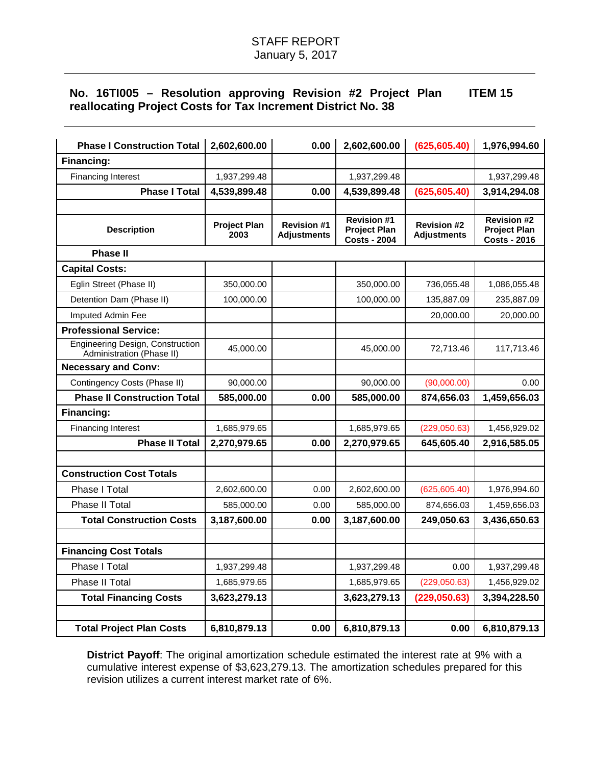STAFF REPORT
January 5, 2017

**No. 16TI005 – Resolution approving Revision #2 Project Plan reallocating Project Costs for Tax Increment District No. 38** **ITEM 15**

| | | | | | |
|---|---|---|---|---|---|
| **Phase I Construction Total** | **2,602,600.00** | **0.00** | **2,602,600.00** | **(625,605.40)** | **1,976,994.60** |
| **Financing:** | | | | | |
| Financing Interest | 1,937,299.48 | | 1,937,299.48 | | 1,937,299.48 |
| **Phase I Total** | **4,539,899.48** | **0.00** | **4,539,899.48** | **(625,605.40)** | **3,914,294.08** |
| | | | | | |
| **Description** | **Project Plan 2003** | **Revision #1 Adjustments** | **Revision #1 Project Plan Costs - 2004** | **Revision #2 Adjustments** | **Revision #2 Project Plan Costs - 2016** |
| **Phase II** | | | | | |
| **Capital Costs:** | | | | | |
| Eglin Street (Phase II) | 350,000.00 | | 350,000.00 | 736,055.48 | 1,086,055.48 |
| Detention Dam (Phase II) | 100,000.00 | | 100,000.00 | 135,887.09 | 235,887.09 |
| Imputed Admin Fee | | | | 20,000.00 | 20,000.00 |
| **Professional Service:** | | | | | |
| Engineering Design, Construction Administration (Phase II) | 45,000.00 | | 45,000.00 | 72,713.46 | 117,713.46 |
| **Necessary and Conv:** | | | | | |
| Contingency Costs (Phase II) | 90,000.00 | | 90,000.00 | (90,000.00) | 0.00 |
| **Phase II Construction Total** | **585,000.00** | **0.00** | **585,000.00** | **874,656.03** | **1,459,656.03** |
| **Financing:** | | | | | |
| Financing Interest | 1,685,979.65 | | 1,685,979.65 | (229,050.63) | 1,456,929.02 |
| **Phase II Total** | **2,270,979.65** | **0.00** | **2,270,979.65** | **645,605.40** | **2,916,585.05** |
| | | | | | |
| **Construction Cost Totals** | | | | | |
| Phase I Total | 2,602,600.00 | 0.00 | 2,602,600.00 | (625,605.40) | 1,976,994.60 |
| Phase II Total | 585,000.00 | 0.00 | 585,000.00 | 874,656.03 | 1,459,656.03 |
| **Total Construction Costs** | **3,187,600.00** | **0.00** | **3,187,600.00** | **249,050.63** | **3,436,650.63** |
| | | | | | |
| **Financing Cost Totals** | | | | | |
| Phase I Total | 1,937,299.48 | | 1,937,299.48 | 0.00 | 1,937,299.48 |
| Phase II Total | 1,685,979.65 | | 1,685,979.65 | (229,050.63) | 1,456,929.02 |
| **Total Financing Costs** | **3,623,279.13** | | **3,623,279.13** | **(229,050.63)** | **3,394,228.50** |
| | | | | | |
| **Total Project Plan Costs** | **6,810,879.13** | **0.00** | **6,810,879.13** | **0.00** | **6,810,879.13** |

**District Payoff**: The original amortization schedule estimated the interest rate at 9% with a cumulative interest expense of $3,623,279.13. The amortization schedules prepared for this revision utilizes a current interest market rate of 6%.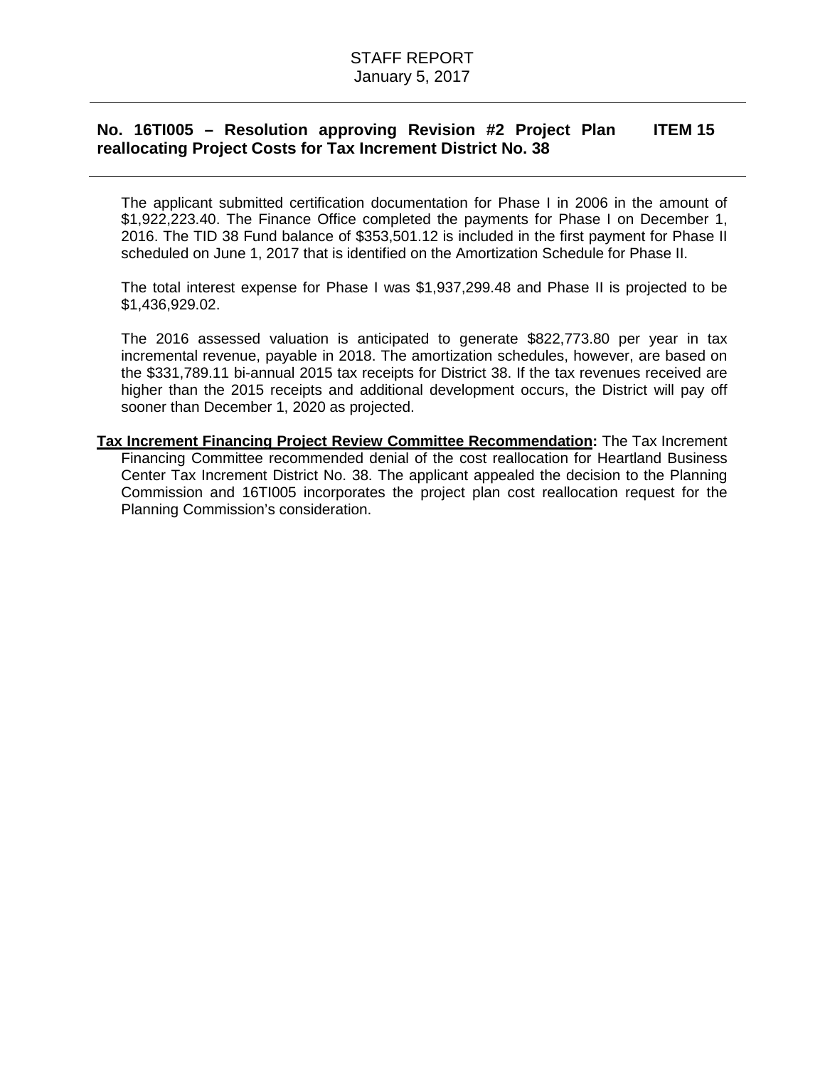STAFF REPORT
January 5, 2017

**No. 16TI005 – Resolution approving Revision #2 Project Plan reallocating Project Costs for Tax Increment District No. 38** **ITEM 15**

The applicant submitted certification documentation for Phase I in 2006 in the amount of $1,922,223.40. The Finance Office completed the payments for Phase I on December 1, 2016. The TID 38 Fund balance of $353,501.12 is included in the first payment for Phase II scheduled on June 1, 2017 that is identified on the Amortization Schedule for Phase II.

The total interest expense for Phase I was $1,937,299.48 and Phase II is projected to be $1,436,929.02.

The 2016 assessed valuation is anticipated to generate $822,773.80 per year in tax incremental revenue, payable in 2018. The amortization schedules, however, are based on the $331,789.11 bi-annual 2015 tax receipts for District 38. If the tax revenues received are higher than the 2015 receipts and additional development occurs, the District will pay off sooner than December 1, 2020 as projected.

**Tax Increment Financing Project Review Committee Recommendation:** The Tax Increment Financing Committee recommended denial of the cost reallocation for Heartland Business Center Tax Increment District No. 38. The applicant appealed the decision to the Planning Commission and 16TI005 incorporates the project plan cost reallocation request for the Planning Commission's consideration.